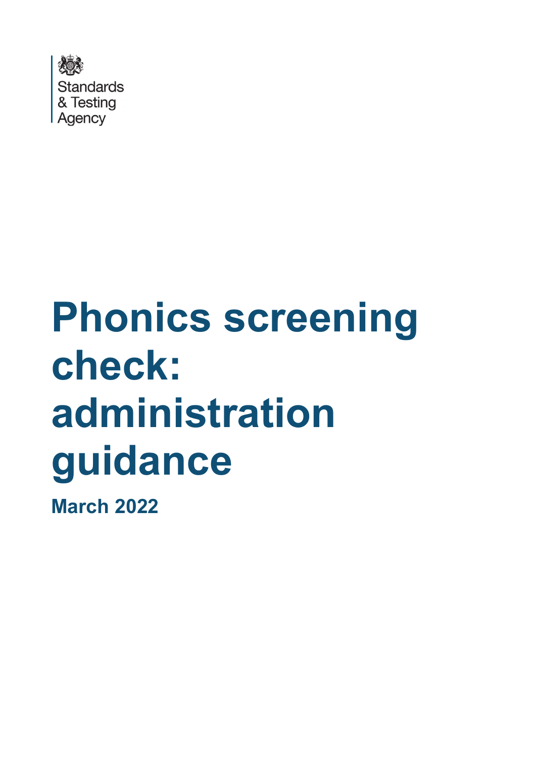Standards & Testing Agency

# Phonics screening check: administration guidance

**March 2022**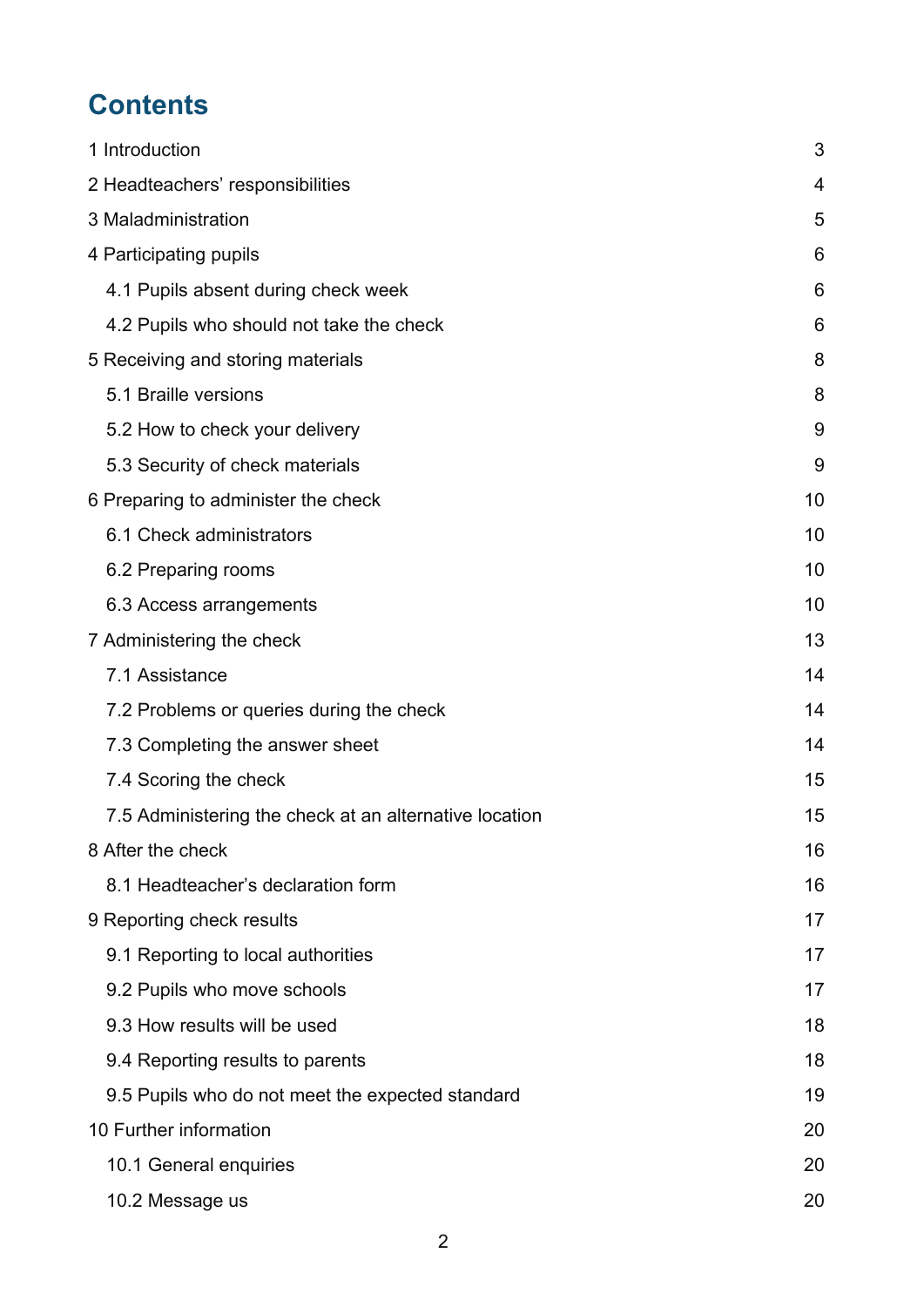# Contents

1 Introduction 3

2 Headteachers' responsibilities 4

3 Maladministration 5

4 Participating pupils 6

- 4.1 Pupils absent during check week 6
- 4.2 Pupils who should not take the check 6

5 Receiving and storing materials 8

- 5.1 Braille versions 8
- 5.2 How to check your delivery 9
- 5.3 Security of check materials 9

6 Preparing to administer the check 10

- 6.1 Check administrators 10
- 6.2 Preparing rooms 10
- 6.3 Access arrangements 10

7 Administering the check 13

- 7.1 Assistance 14
- 7.2 Problems or queries during the check 14
- 7.3 Completing the answer sheet 14
- 7.4 Scoring the check 15
- 7.5 Administering the check at an alternative location 15

8 After the check 16

- 8.1 Headteacher's declaration form 16

9 Reporting check results 17

- 9.1 Reporting to local authorities 17
- 9.2 Pupils who move schools 17
- 9.3 How results will be used 18
- 9.4 Reporting results to parents 18
- 9.5 Pupils who do not meet the expected standard 19

10 Further information 20

- 10.1 General enquiries 20
- 10.2 Message us 20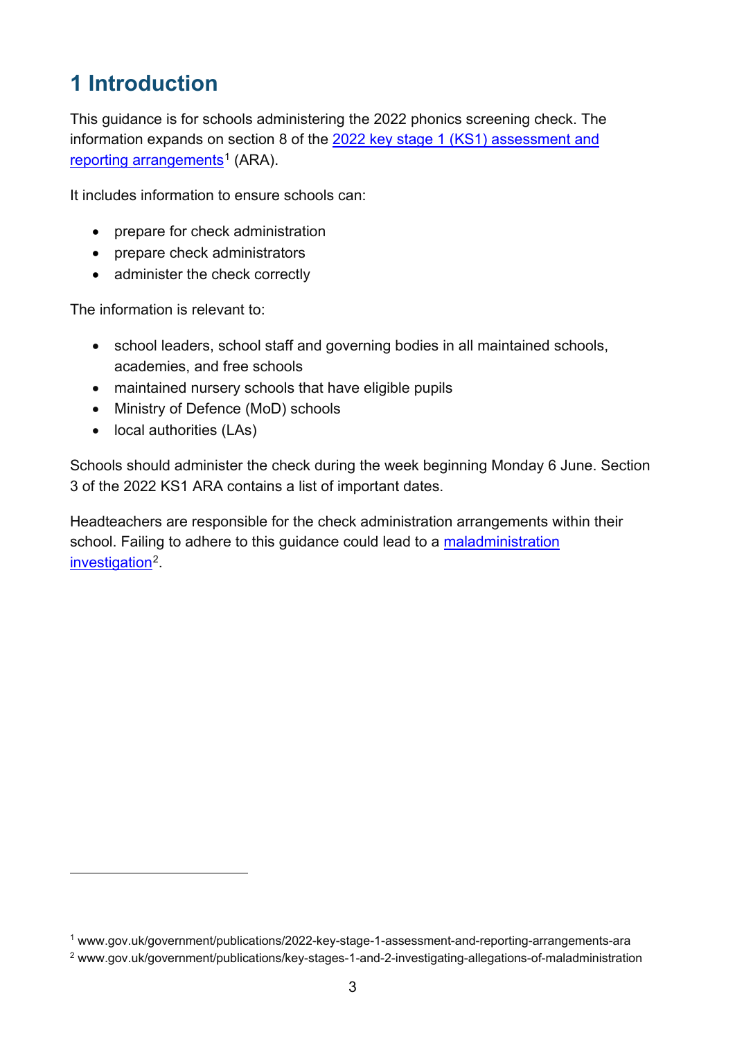# 1 Introduction

This guidance is for schools administering the 2022 phonics screening check. The information expands on section 8 of the 2022 key stage 1 (KS1) assessment and reporting arrangements[1] (ARA).

It includes information to ensure schools can:

- prepare for check administration
- prepare check administrators
- administer the check correctly

The information is relevant to:

- school leaders, school staff and governing bodies in all maintained schools, academies, and free schools
- maintained nursery schools that have eligible pupils
- Ministry of Defence (MoD) schools
- local authorities (LAs)

Schools should administer the check during the week beginning Monday 6 June. Section 3 of the 2022 KS1 ARA contains a list of important dates.

Headteachers are responsible for the check administration arrangements within their school. Failing to adhere to this guidance could lead to a maladministration investigation[2].

---

[1] www.gov.uk/government/publications/2022-key-stage-1-assessment-and-reporting-arrangements-ara

[2] www.gov.uk/government/publications/key-stages-1-and-2-investigating-allegations-of-maladministration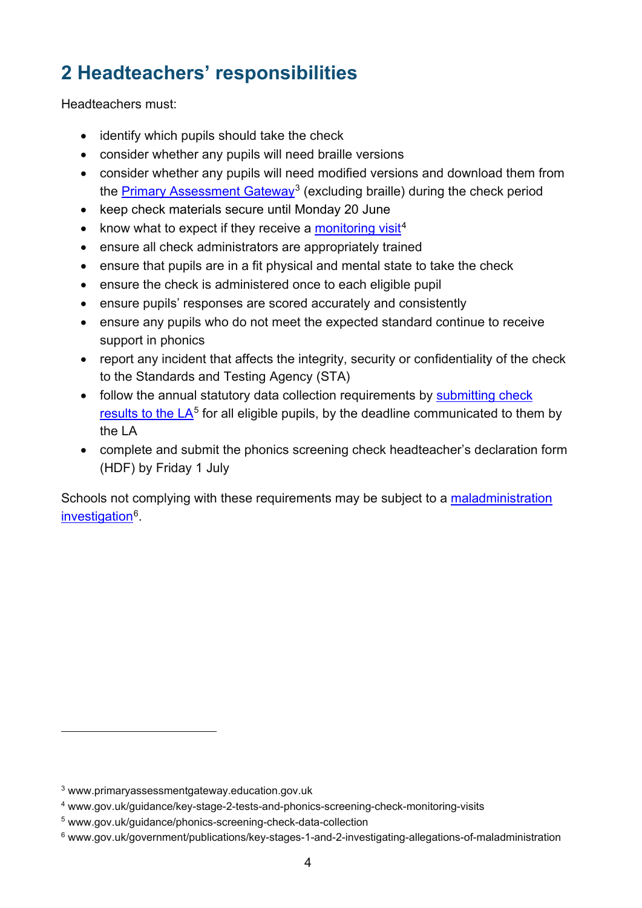## 2 Headteachers' responsibilities

Headteachers must:

- identify which pupils should take the check
- consider whether any pupils will need braille versions
- consider whether any pupils will need modified versions and download them from the Primary Assessment Gateway[3] (excluding braille) during the check period
- keep check materials secure until Monday 20 June
- know what to expect if they receive a monitoring visit[4]
- ensure all check administrators are appropriately trained
- ensure that pupils are in a fit physical and mental state to take the check
- ensure the check is administered once to each eligible pupil
- ensure pupils' responses are scored accurately and consistently
- ensure any pupils who do not meet the expected standard continue to receive support in phonics
- report any incident that affects the integrity, security or confidentiality of the check to the Standards and Testing Agency (STA)
- follow the annual statutory data collection requirements by submitting check results to the LA[5] for all eligible pupils, by the deadline communicated to them by the LA
- complete and submit the phonics screening check headteacher's declaration form (HDF) by Friday 1 July

Schools not complying with these requirements may be subject to a maladministration investigation[6].

---

[3] www.primaryassessmentgateway.education.gov.uk

[4] www.gov.uk/guidance/key-stage-2-tests-and-phonics-screening-check-monitoring-visits

[5] www.gov.uk/guidance/phonics-screening-check-data-collection

[6] www.gov.uk/government/publications/key-stages-1-and-2-investigating-allegations-of-maladministration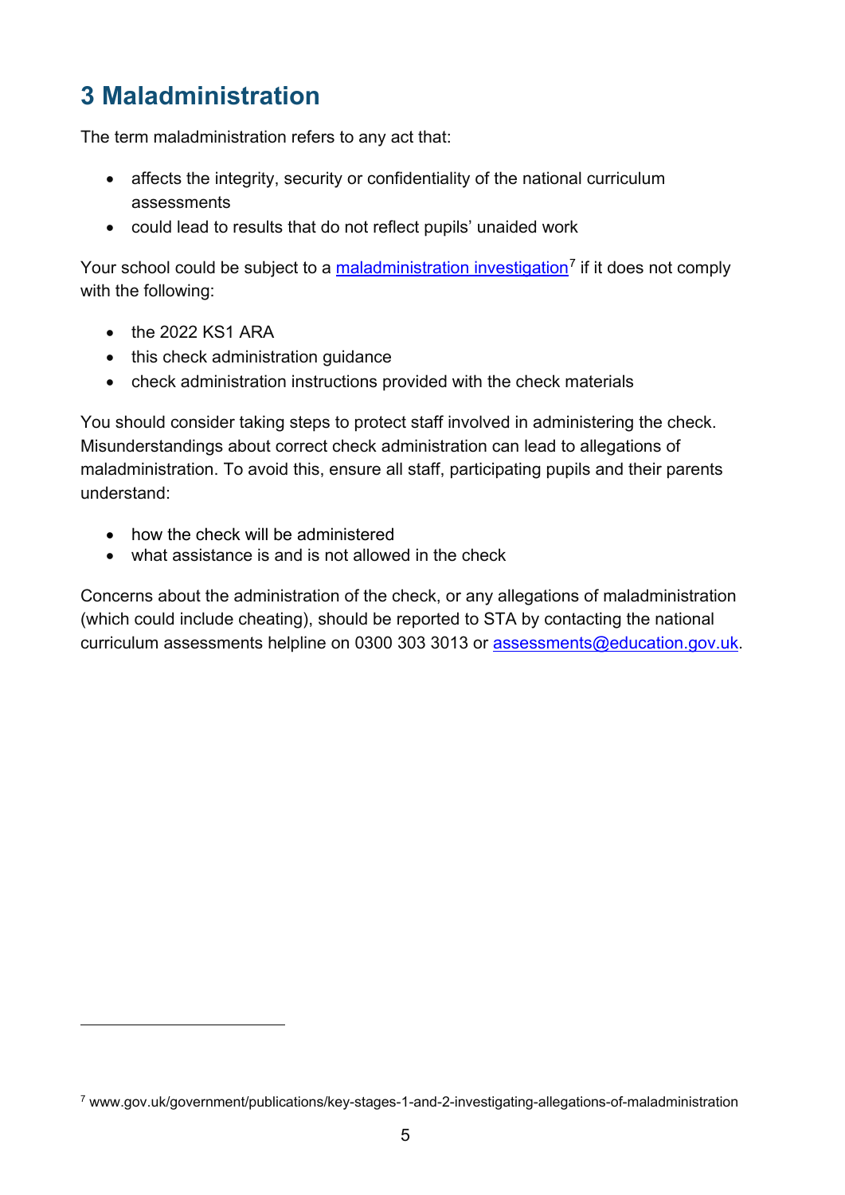# 3 Maladministration

The term maladministration refers to any act that:

- affects the integrity, security or confidentiality of the national curriculum assessments
- could lead to results that do not reflect pupils' unaided work

Your school could be subject to a maladministration investigation[7] if it does not comply with the following:

- the 2022 KS1 ARA
- this check administration guidance
- check administration instructions provided with the check materials

You should consider taking steps to protect staff involved in administering the check. Misunderstandings about correct check administration can lead to allegations of maladministration. To avoid this, ensure all staff, participating pupils and their parents understand:

- how the check will be administered
- what assistance is and is not allowed in the check

Concerns about the administration of the check, or any allegations of maladministration (which could include cheating), should be reported to STA by contacting the national curriculum assessments helpline on 0300 303 3013 or assessments@education.gov.uk.

---

[7] www.gov.uk/government/publications/key-stages-1-and-2-investigating-allegations-of-maladministration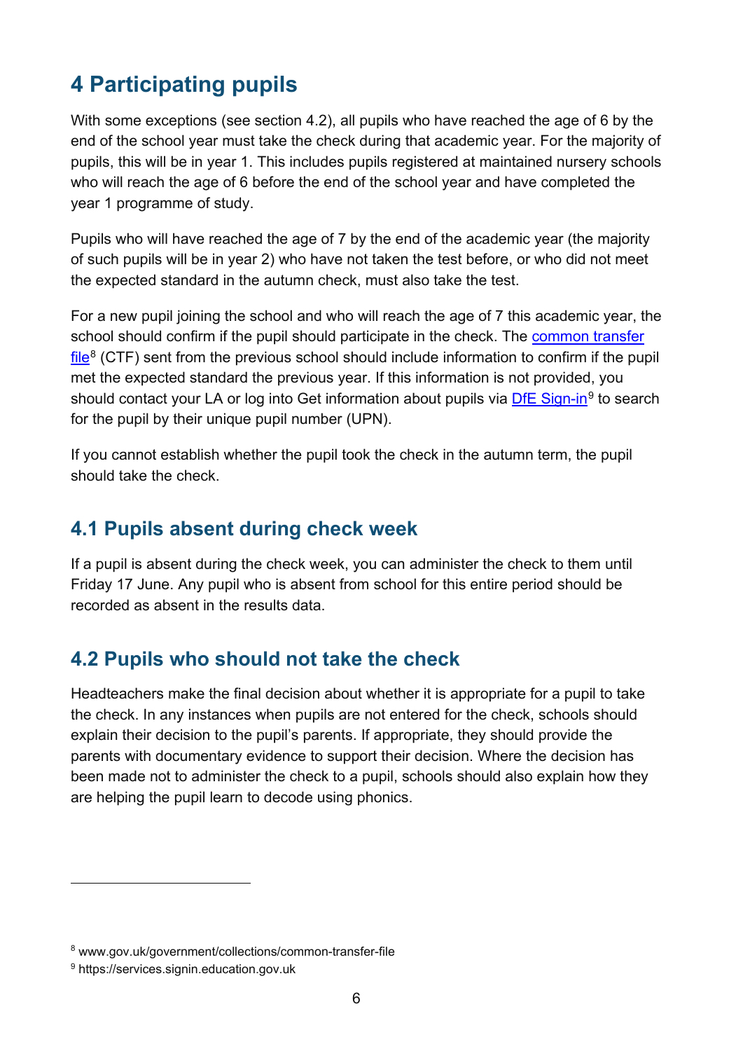# 4 Participating pupils

With some exceptions (see section 4.2), all pupils who have reached the age of 6 by the end of the school year must take the check during that academic year. For the majority of pupils, this will be in year 1. This includes pupils registered at maintained nursery schools who will reach the age of 6 before the end of the school year and have completed the year 1 programme of study.

Pupils who will have reached the age of 7 by the end of the academic year (the majority of such pupils will be in year 2) who have not taken the test before, or who did not meet the expected standard in the autumn check, must also take the test.

For a new pupil joining the school and who will reach the age of 7 this academic year, the school should confirm if the pupil should participate in the check. The common transfer file[8] (CTF) sent from the previous school should include information to confirm if the pupil met the expected standard the previous year. If this information is not provided, you should contact your LA or log into Get information about pupils via DfE Sign-in[9] to search for the pupil by their unique pupil number (UPN).

If you cannot establish whether the pupil took the check in the autumn term, the pupil should take the check.

## 4.1 Pupils absent during check week

If a pupil is absent during the check week, you can administer the check to them until Friday 17 June. Any pupil who is absent from school for this entire period should be recorded as absent in the results data.

## 4.2 Pupils who should not take the check

Headteachers make the final decision about whether it is appropriate for a pupil to take the check. In any instances when pupils are not entered for the check, schools should explain their decision to the pupil's parents. If appropriate, they should provide the parents with documentary evidence to support their decision. Where the decision has been made not to administer the check to a pupil, schools should also explain how they are helping the pupil learn to decode using phonics.

---

[8] www.gov.uk/government/collections/common-transfer-file

[9] https://services.signin.education.gov.uk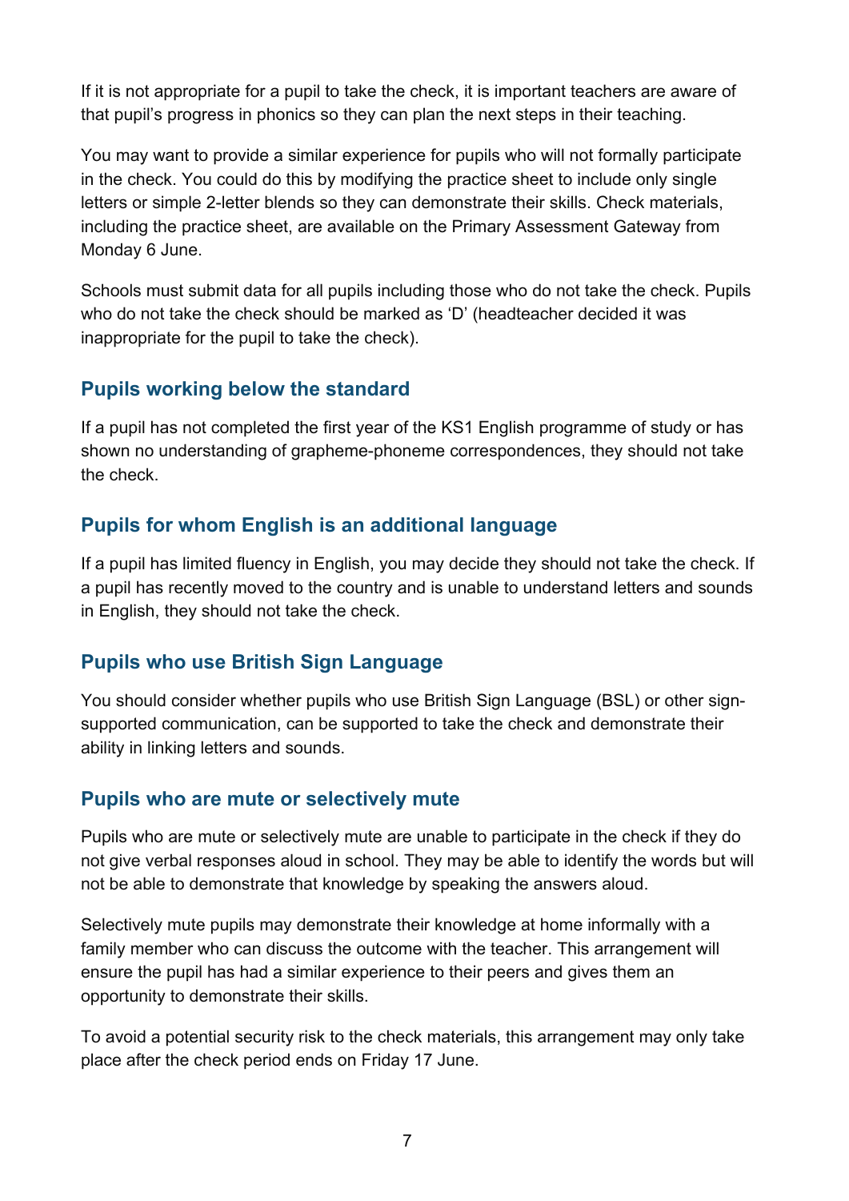If it is not appropriate for a pupil to take the check, it is important teachers are aware of that pupil's progress in phonics so they can plan the next steps in their teaching.

You may want to provide a similar experience for pupils who will not formally participate in the check. You could do this by modifying the practice sheet to include only single letters or simple 2-letter blends so they can demonstrate their skills. Check materials, including the practice sheet, are available on the Primary Assessment Gateway from Monday 6 June.

Schools must submit data for all pupils including those who do not take the check. Pupils who do not take the check should be marked as 'D' (headteacher decided it was inappropriate for the pupil to take the check).

### Pupils working below the standard

If a pupil has not completed the first year of the KS1 English programme of study or has shown no understanding of grapheme-phoneme correspondences, they should not take the check.

### Pupils for whom English is an additional language

If a pupil has limited fluency in English, you may decide they should not take the check. If a pupil has recently moved to the country and is unable to understand letters and sounds in English, they should not take the check.

### Pupils who use British Sign Language

You should consider whether pupils who use British Sign Language (BSL) or other sign-supported communication, can be supported to take the check and demonstrate their ability in linking letters and sounds.

### Pupils who are mute or selectively mute

Pupils who are mute or selectively mute are unable to participate in the check if they do not give verbal responses aloud in school. They may be able to identify the words but will not be able to demonstrate that knowledge by speaking the answers aloud.

Selectively mute pupils may demonstrate their knowledge at home informally with a family member who can discuss the outcome with the teacher. This arrangement will ensure the pupil has had a similar experience to their peers and gives them an opportunity to demonstrate their skills.

To avoid a potential security risk to the check materials, this arrangement may only take place after the check period ends on Friday 17 June.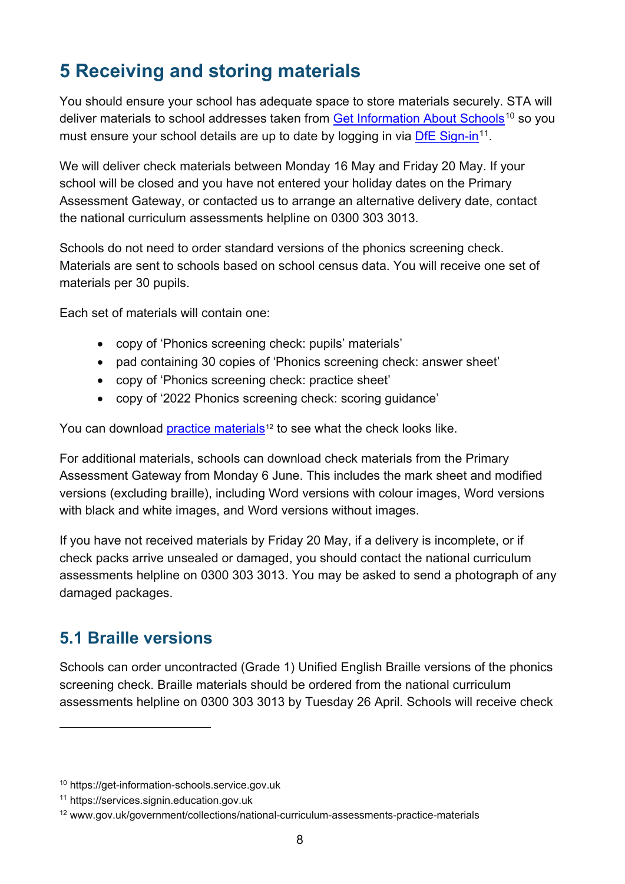# 5 Receiving and storing materials

You should ensure your school has adequate space to store materials securely. STA will deliver materials to school addresses taken from Get Information About Schools[10] so you must ensure your school details are up to date by logging in via DfE Sign-in[11].

We will deliver check materials between Monday 16 May and Friday 20 May. If your school will be closed and you have not entered your holiday dates on the Primary Assessment Gateway, or contacted us to arrange an alternative delivery date, contact the national curriculum assessments helpline on 0300 303 3013.

Schools do not need to order standard versions of the phonics screening check. Materials are sent to schools based on school census data. You will receive one set of materials per 30 pupils.

Each set of materials will contain one:

- copy of 'Phonics screening check: pupils' materials'
- pad containing 30 copies of 'Phonics screening check: answer sheet'
- copy of 'Phonics screening check: practice sheet'
- copy of '2022 Phonics screening check: scoring guidance'

You can download practice materials[12] to see what the check looks like.

For additional materials, schools can download check materials from the Primary Assessment Gateway from Monday 6 June. This includes the mark sheet and modified versions (excluding braille), including Word versions with colour images, Word versions with black and white images, and Word versions without images.

If you have not received materials by Friday 20 May, if a delivery is incomplete, or if check packs arrive unsealed or damaged, you should contact the national curriculum assessments helpline on 0300 303 3013. You may be asked to send a photograph of any damaged packages.

## 5.1 Braille versions

Schools can order uncontracted (Grade 1) Unified English Braille versions of the phonics screening check. Braille materials should be ordered from the national curriculum assessments helpline on 0300 303 3013 by Tuesday 26 April. Schools will receive check

---

[10] https://get-information-schools.service.gov.uk

[11] https://services.signin.education.gov.uk

[12] www.gov.uk/government/collections/national-curriculum-assessments-practice-materials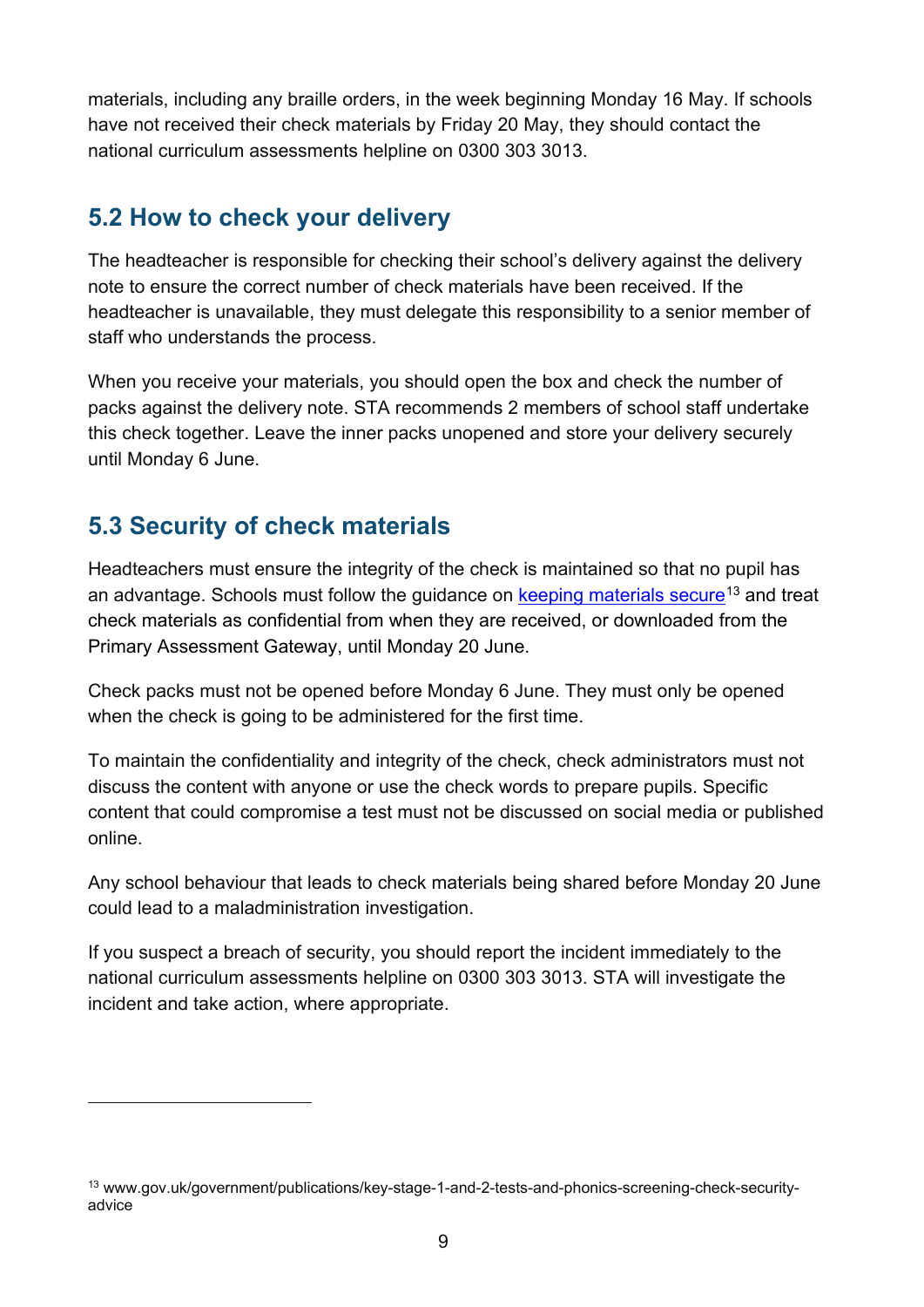materials, including any braille orders, in the week beginning Monday 16 May. If schools have not received their check materials by Friday 20 May, they should contact the national curriculum assessments helpline on 0300 303 3013.

## 5.2 How to check your delivery

The headteacher is responsible for checking their school's delivery against the delivery note to ensure the correct number of check materials have been received. If the headteacher is unavailable, they must delegate this responsibility to a senior member of staff who understands the process.

When you receive your materials, you should open the box and check the number of packs against the delivery note. STA recommends 2 members of school staff undertake this check together. Leave the inner packs unopened and store your delivery securely until Monday 6 June.

## 5.3 Security of check materials

Headteachers must ensure the integrity of the check is maintained so that no pupil has an advantage. Schools must follow the guidance on keeping materials secure[13] and treat check materials as confidential from when they are received, or downloaded from the Primary Assessment Gateway, until Monday 20 June.

Check packs must not be opened before Monday 6 June. They must only be opened when the check is going to be administered for the first time.

To maintain the confidentiality and integrity of the check, check administrators must not discuss the content with anyone or use the check words to prepare pupils. Specific content that could compromise a test must not be discussed on social media or published online.

Any school behaviour that leads to check materials being shared before Monday 20 June could lead to a maladministration investigation.

If you suspect a breach of security, you should report the incident immediately to the national curriculum assessments helpline on 0300 303 3013. STA will investigate the incident and take action, where appropriate.

---

[13] www.gov.uk/government/publications/key-stage-1-and-2-tests-and-phonics-screening-check-security-advice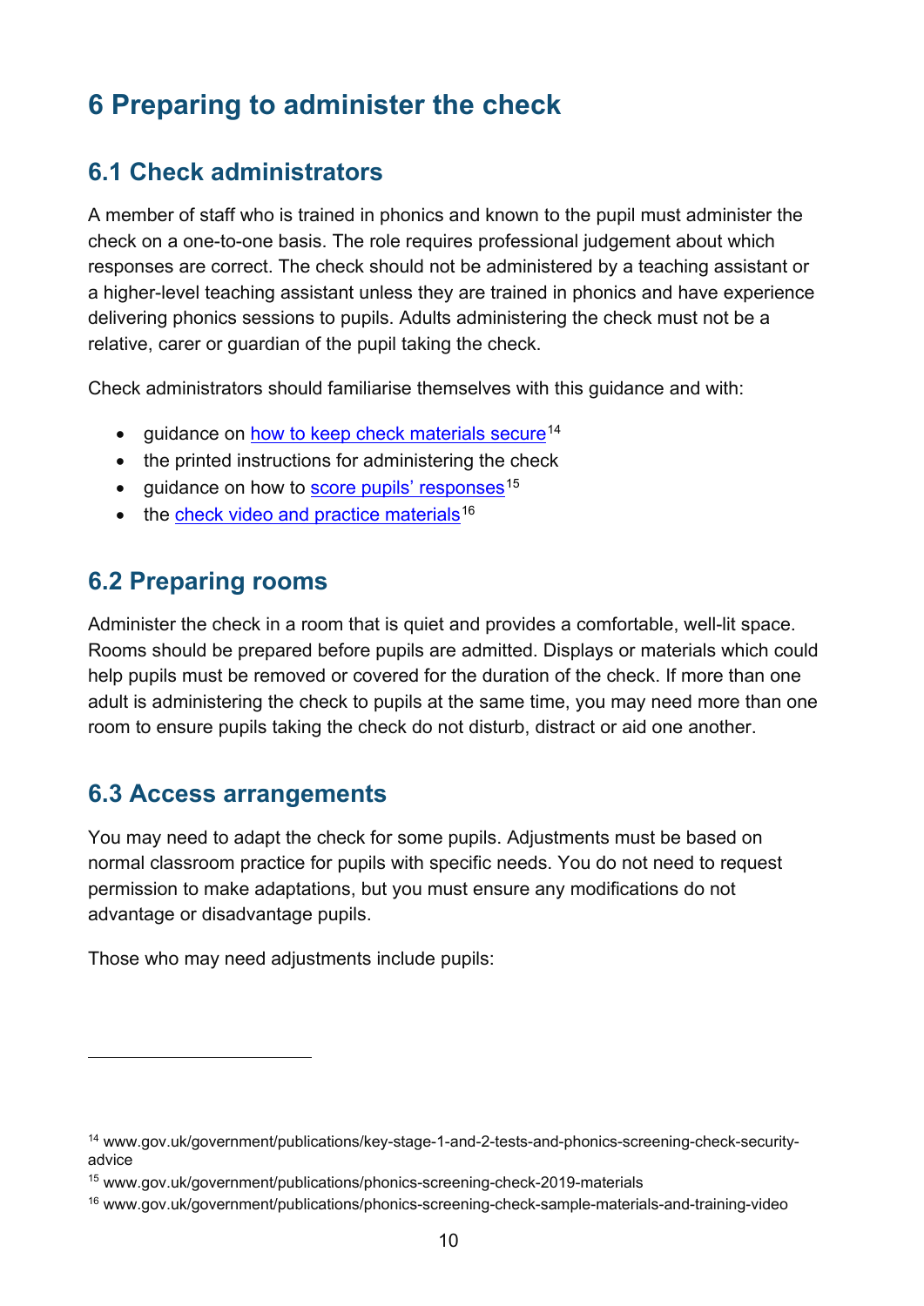# 6 Preparing to administer the check

## 6.1 Check administrators

A member of staff who is trained in phonics and known to the pupil must administer the check on a one-to-one basis. The role requires professional judgement about which responses are correct. The check should not be administered by a teaching assistant or a higher-level teaching assistant unless they are trained in phonics and have experience delivering phonics sessions to pupils. Adults administering the check must not be a relative, carer or guardian of the pupil taking the check.

Check administrators should familiarise themselves with this guidance and with:

- guidance on how to keep check materials secure[14]
- the printed instructions for administering the check
- guidance on how to score pupils' responses[15]
- the check video and practice materials[16]

## 6.2 Preparing rooms

Administer the check in a room that is quiet and provides a comfortable, well-lit space. Rooms should be prepared before pupils are admitted. Displays or materials which could help pupils must be removed or covered for the duration of the check. If more than one adult is administering the check to pupils at the same time, you may need more than one room to ensure pupils taking the check do not disturb, distract or aid one another.

## 6.3 Access arrangements

You may need to adapt the check for some pupils. Adjustments must be based on normal classroom practice for pupils with specific needs. You do not need to request permission to make adaptations, but you must ensure any modifications do not advantage or disadvantage pupils.

Those who may need adjustments include pupils:

---

[14] www.gov.uk/government/publications/key-stage-1-and-2-tests-and-phonics-screening-check-security-advice

[15] www.gov.uk/government/publications/phonics-screening-check-2019-materials

[16] www.gov.uk/government/publications/phonics-screening-check-sample-materials-and-training-video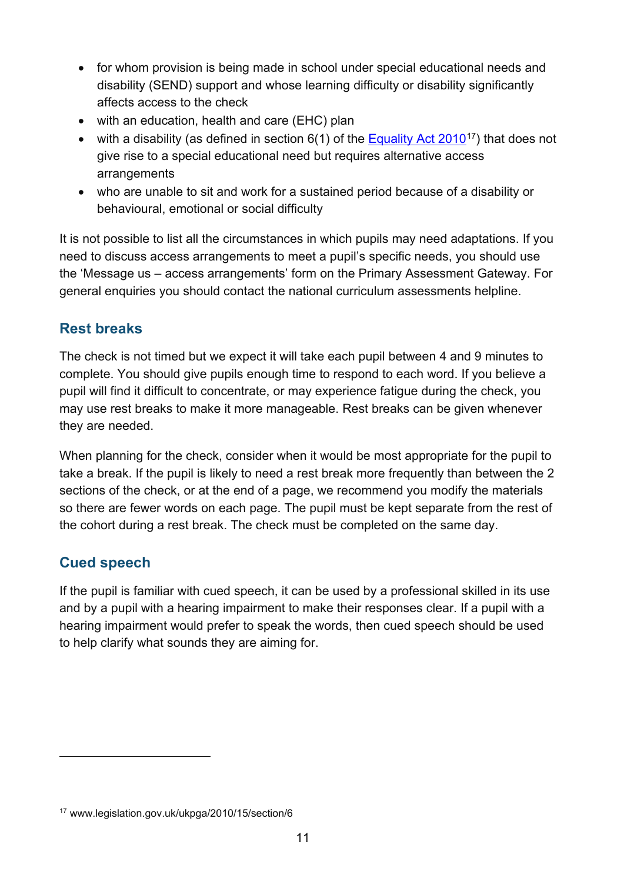- for whom provision is being made in school under special educational needs and disability (SEND) support and whose learning difficulty or disability significantly affects access to the check
- with an education, health and care (EHC) plan
- with a disability (as defined in section 6(1) of the Equality Act 2010[17]) that does not give rise to a special educational need but requires alternative access arrangements
- who are unable to sit and work for a sustained period because of a disability or behavioural, emotional or social difficulty

It is not possible to list all the circumstances in which pupils may need adaptations. If you need to discuss access arrangements to meet a pupil's specific needs, you should use the 'Message us – access arrangements' form on the Primary Assessment Gateway. For general enquiries you should contact the national curriculum assessments helpline.

## Rest breaks

The check is not timed but we expect it will take each pupil between 4 and 9 minutes to complete. You should give pupils enough time to respond to each word. If you believe a pupil will find it difficult to concentrate, or may experience fatigue during the check, you may use rest breaks to make it more manageable. Rest breaks can be given whenever they are needed.

When planning for the check, consider when it would be most appropriate for the pupil to take a break. If the pupil is likely to need a rest break more frequently than between the 2 sections of the check, or at the end of a page, we recommend you modify the materials so there are fewer words on each page. The pupil must be kept separate from the rest of the cohort during a rest break. The check must be completed on the same day.

## Cued speech

If the pupil is familiar with cued speech, it can be used by a professional skilled in its use and by a pupil with a hearing impairment to make their responses clear. If a pupil with a hearing impairment would prefer to speak the words, then cued speech should be used to help clarify what sounds they are aiming for.

---

[17] www.legislation.gov.uk/ukpga/2010/15/section/6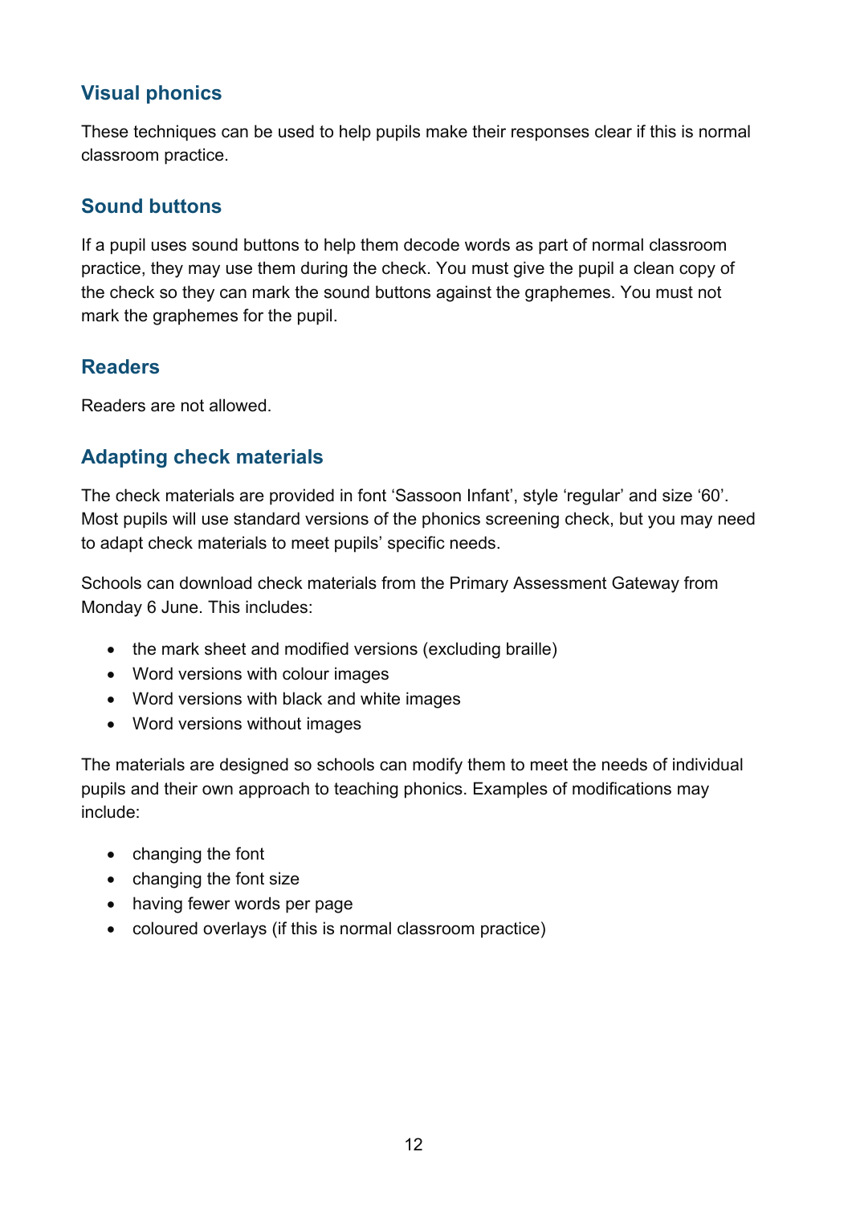## Visual phonics

These techniques can be used to help pupils make their responses clear if this is normal classroom practice.

## Sound buttons

If a pupil uses sound buttons to help them decode words as part of normal classroom practice, they may use them during the check. You must give the pupil a clean copy of the check so they can mark the sound buttons against the graphemes. You must not mark the graphemes for the pupil.

## Readers

Readers are not allowed.

## Adapting check materials

The check materials are provided in font 'Sassoon Infant', style 'regular' and size '60'. Most pupils will use standard versions of the phonics screening check, but you may need to adapt check materials to meet pupils' specific needs.

Schools can download check materials from the Primary Assessment Gateway from Monday 6 June. This includes:

- the mark sheet and modified versions (excluding braille)
- Word versions with colour images
- Word versions with black and white images
- Word versions without images

The materials are designed so schools can modify them to meet the needs of individual pupils and their own approach to teaching phonics. Examples of modifications may include:

- changing the font
- changing the font size
- having fewer words per page
- coloured overlays (if this is normal classroom practice)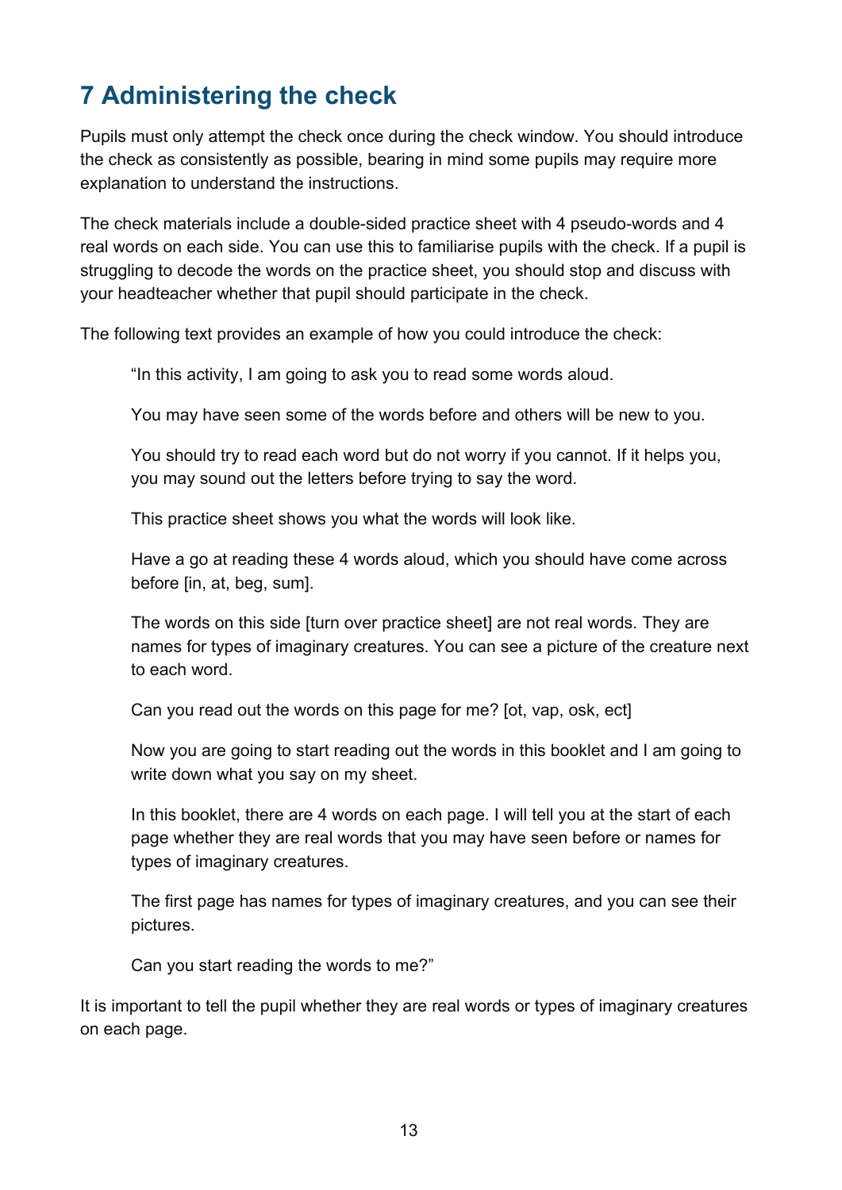## 7 Administering the check

Pupils must only attempt the check once during the check window. You should introduce the check as consistently as possible, bearing in mind some pupils may require more explanation to understand the instructions.

The check materials include a double-sided practice sheet with 4 pseudo-words and 4 real words on each side. You can use this to familiarise pupils with the check. If a pupil is struggling to decode the words on the practice sheet, you should stop and discuss with your headteacher whether that pupil should participate in the check.

The following text provides an example of how you could introduce the check:

> "In this activity, I am going to ask you to read some words aloud.
>
> You may have seen some of the words before and others will be new to you.
>
> You should try to read each word but do not worry if you cannot. If it helps you, you may sound out the letters before trying to say the word.
>
> This practice sheet shows you what the words will look like.
>
> Have a go at reading these 4 words aloud, which you should have come across before [in, at, beg, sum].
>
> The words on this side [turn over practice sheet] are not real words. They are names for types of imaginary creatures. You can see a picture of the creature next to each word.
>
> Can you read out the words on this page for me? [ot, vap, osk, ect]
>
> Now you are going to start reading out the words in this booklet and I am going to write down what you say on my sheet.
>
> In this booklet, there are 4 words on each page. I will tell you at the start of each page whether they are real words that you may have seen before or names for types of imaginary creatures.
>
> The first page has names for types of imaginary creatures, and you can see their pictures.
>
> Can you start reading the words to me?"

It is important to tell the pupil whether they are real words or types of imaginary creatures on each page.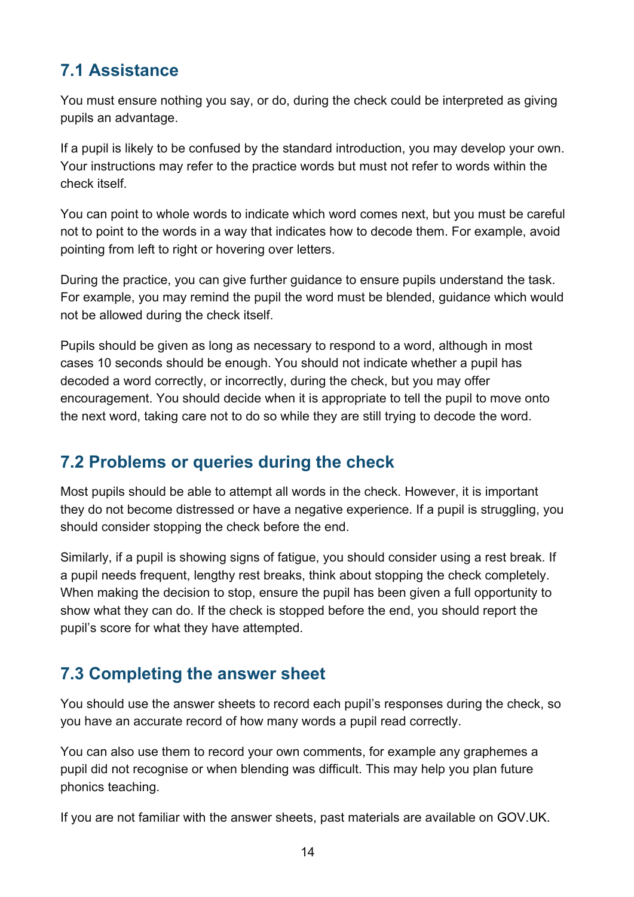## 7.1 Assistance

You must ensure nothing you say, or do, during the check could be interpreted as giving pupils an advantage.

If a pupil is likely to be confused by the standard introduction, you may develop your own. Your instructions may refer to the practice words but must not refer to words within the check itself.

You can point to whole words to indicate which word comes next, but you must be careful not to point to the words in a way that indicates how to decode them. For example, avoid pointing from left to right or hovering over letters.

During the practice, you can give further guidance to ensure pupils understand the task. For example, you may remind the pupil the word must be blended, guidance which would not be allowed during the check itself.

Pupils should be given as long as necessary to respond to a word, although in most cases 10 seconds should be enough. You should not indicate whether a pupil has decoded a word correctly, or incorrectly, during the check, but you may offer encouragement. You should decide when it is appropriate to tell the pupil to move onto the next word, taking care not to do so while they are still trying to decode the word.

## 7.2 Problems or queries during the check

Most pupils should be able to attempt all words in the check. However, it is important they do not become distressed or have a negative experience. If a pupil is struggling, you should consider stopping the check before the end.

Similarly, if a pupil is showing signs of fatigue, you should consider using a rest break. If a pupil needs frequent, lengthy rest breaks, think about stopping the check completely. When making the decision to stop, ensure the pupil has been given a full opportunity to show what they can do. If the check is stopped before the end, you should report the pupil's score for what they have attempted.

## 7.3 Completing the answer sheet

You should use the answer sheets to record each pupil's responses during the check, so you have an accurate record of how many words a pupil read correctly.

You can also use them to record your own comments, for example any graphemes a pupil did not recognise or when blending was difficult. This may help you plan future phonics teaching.

If you are not familiar with the answer sheets, past materials are available on GOV.UK.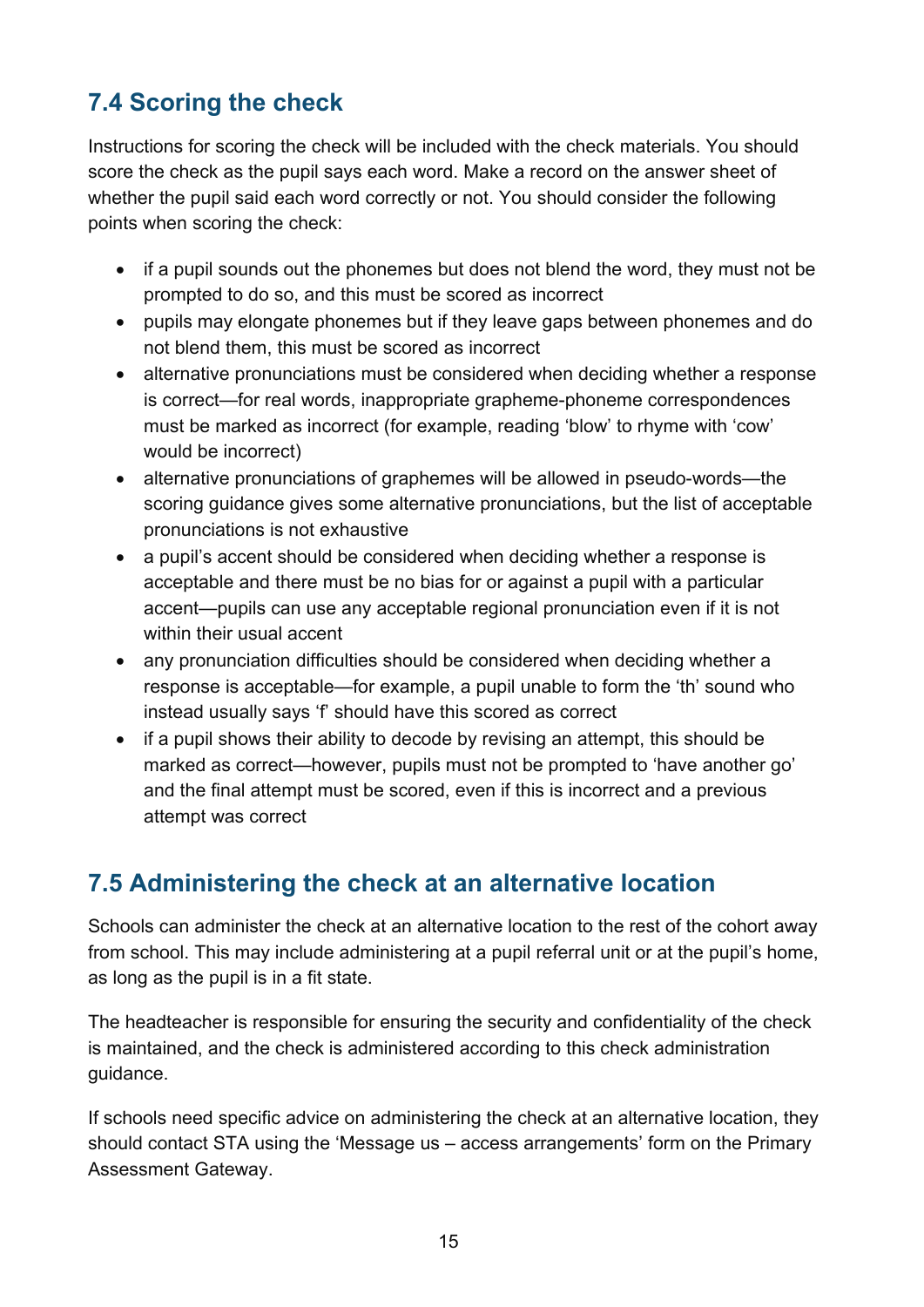## 7.4 Scoring the check

Instructions for scoring the check will be included with the check materials. You should score the check as the pupil says each word. Make a record on the answer sheet of whether the pupil said each word correctly or not. You should consider the following points when scoring the check:

- if a pupil sounds out the phonemes but does not blend the word, they must not be prompted to do so, and this must be scored as incorrect
- pupils may elongate phonemes but if they leave gaps between phonemes and do not blend them, this must be scored as incorrect
- alternative pronunciations must be considered when deciding whether a response is correct—for real words, inappropriate grapheme-phoneme correspondences must be marked as incorrect (for example, reading 'blow' to rhyme with 'cow' would be incorrect)
- alternative pronunciations of graphemes will be allowed in pseudo-words—the scoring guidance gives some alternative pronunciations, but the list of acceptable pronunciations is not exhaustive
- a pupil's accent should be considered when deciding whether a response is acceptable and there must be no bias for or against a pupil with a particular accent—pupils can use any acceptable regional pronunciation even if it is not within their usual accent
- any pronunciation difficulties should be considered when deciding whether a response is acceptable—for example, a pupil unable to form the 'th' sound who instead usually says 'f' should have this scored as correct
- if a pupil shows their ability to decode by revising an attempt, this should be marked as correct—however, pupils must not be prompted to 'have another go' and the final attempt must be scored, even if this is incorrect and a previous attempt was correct

## 7.5 Administering the check at an alternative location

Schools can administer the check at an alternative location to the rest of the cohort away from school. This may include administering at a pupil referral unit or at the pupil's home, as long as the pupil is in a fit state.

The headteacher is responsible for ensuring the security and confidentiality of the check is maintained, and the check is administered according to this check administration guidance.

If schools need specific advice on administering the check at an alternative location, they should contact STA using the 'Message us – access arrangements' form on the Primary Assessment Gateway.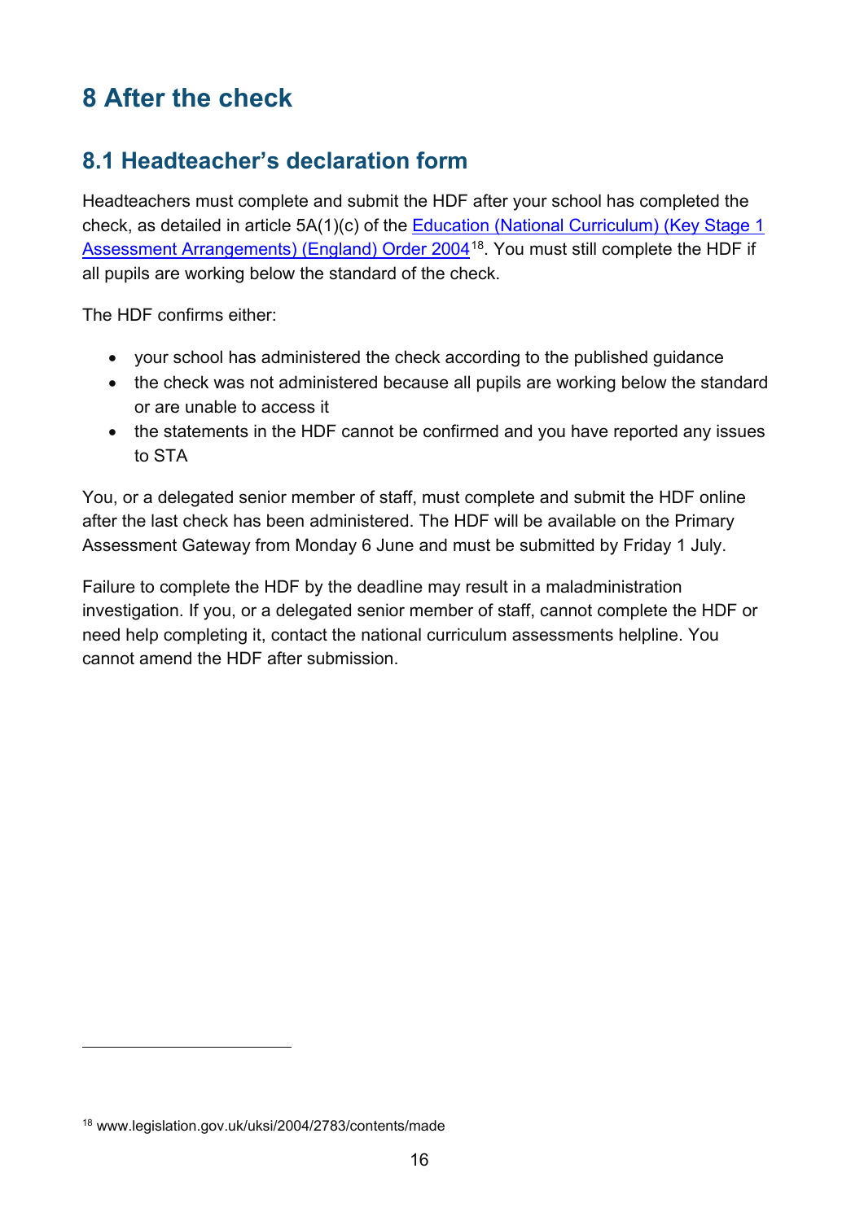# 8 After the check

## 8.1 Headteacher's declaration form

Headteachers must complete and submit the HDF after your school has completed the check, as detailed in article 5A(1)(c) of the Education (National Curriculum) (Key Stage 1 Assessment Arrangements) (England) Order 2004[18]. You must still complete the HDF if all pupils are working below the standard of the check.

The HDF confirms either:

- your school has administered the check according to the published guidance
- the check was not administered because all pupils are working below the standard or are unable to access it
- the statements in the HDF cannot be confirmed and you have reported any issues to STA

You, or a delegated senior member of staff, must complete and submit the HDF online after the last check has been administered. The HDF will be available on the Primary Assessment Gateway from Monday 6 June and must be submitted by Friday 1 July.

Failure to complete the HDF by the deadline may result in a maladministration investigation. If you, or a delegated senior member of staff, cannot complete the HDF or need help completing it, contact the national curriculum assessments helpline. You cannot amend the HDF after submission.

[18] www.legislation.gov.uk/uksi/2004/2783/contents/made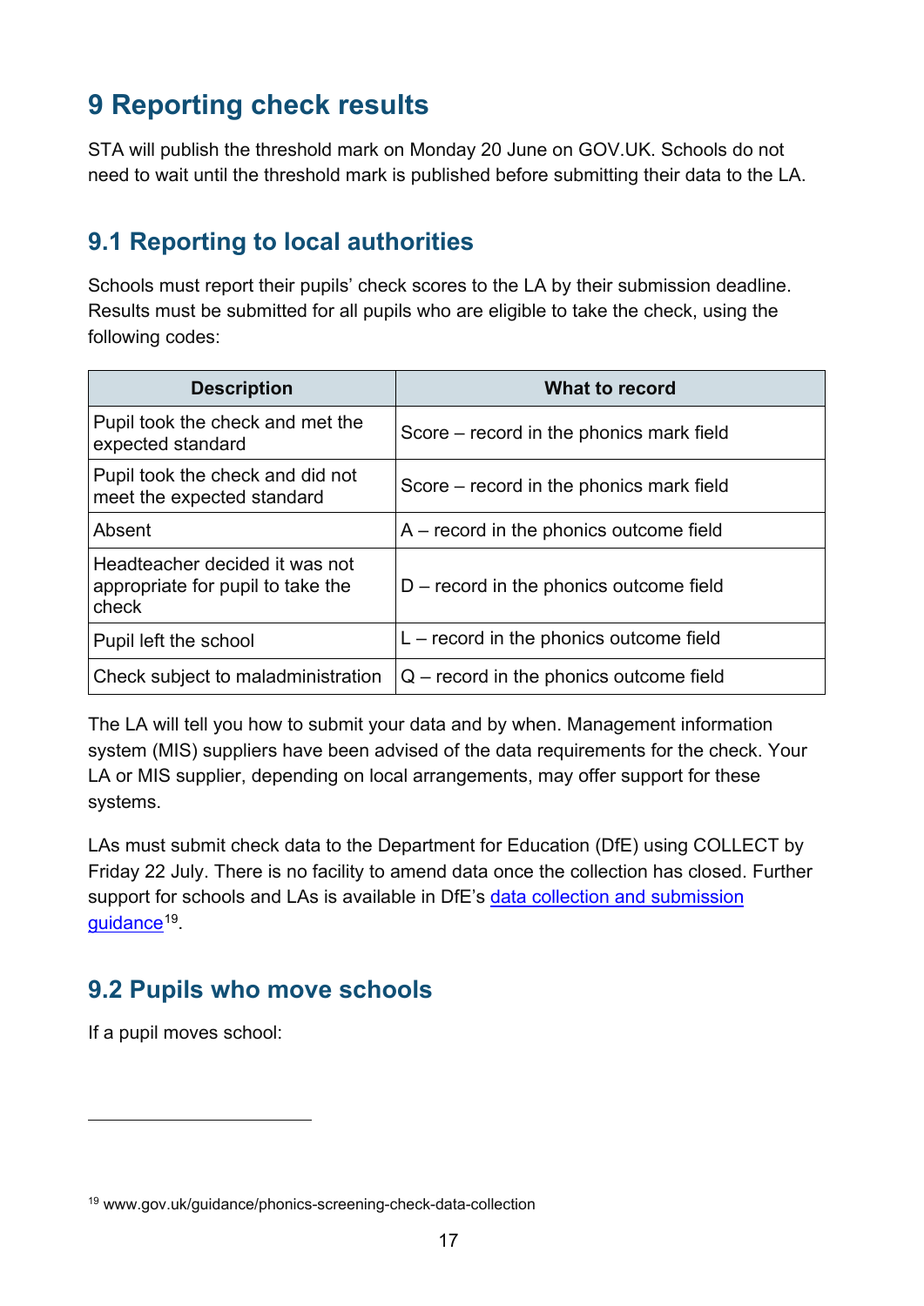# 9 Reporting check results

STA will publish the threshold mark on Monday 20 June on GOV.UK. Schools do not need to wait until the threshold mark is published before submitting their data to the LA.

## 9.1 Reporting to local authorities

Schools must report their pupils' check scores to the LA by their submission deadline. Results must be submitted for all pupils who are eligible to take the check, using the following codes:

| Description | What to record |
|---|---|
| Pupil took the check and met the expected standard | Score – record in the phonics mark field |
| Pupil took the check and did not meet the expected standard | Score – record in the phonics mark field |
| Absent | A – record in the phonics outcome field |
| Headteacher decided it was not appropriate for pupil to take the check | D – record in the phonics outcome field |
| Pupil left the school | L – record in the phonics outcome field |
| Check subject to maladministration | Q – record in the phonics outcome field |

The LA will tell you how to submit your data and by when. Management information system (MIS) suppliers have been advised of the data requirements for the check. Your LA or MIS supplier, depending on local arrangements, may offer support for these systems.

LAs must submit check data to the Department for Education (DfE) using COLLECT by Friday 22 July. There is no facility to amend data once the collection has closed. Further support for schools and LAs is available in DfE's data collection and submission guidance[19].

## 9.2 Pupils who move schools

If a pupil moves school:

[19] www.gov.uk/guidance/phonics-screening-check-data-collection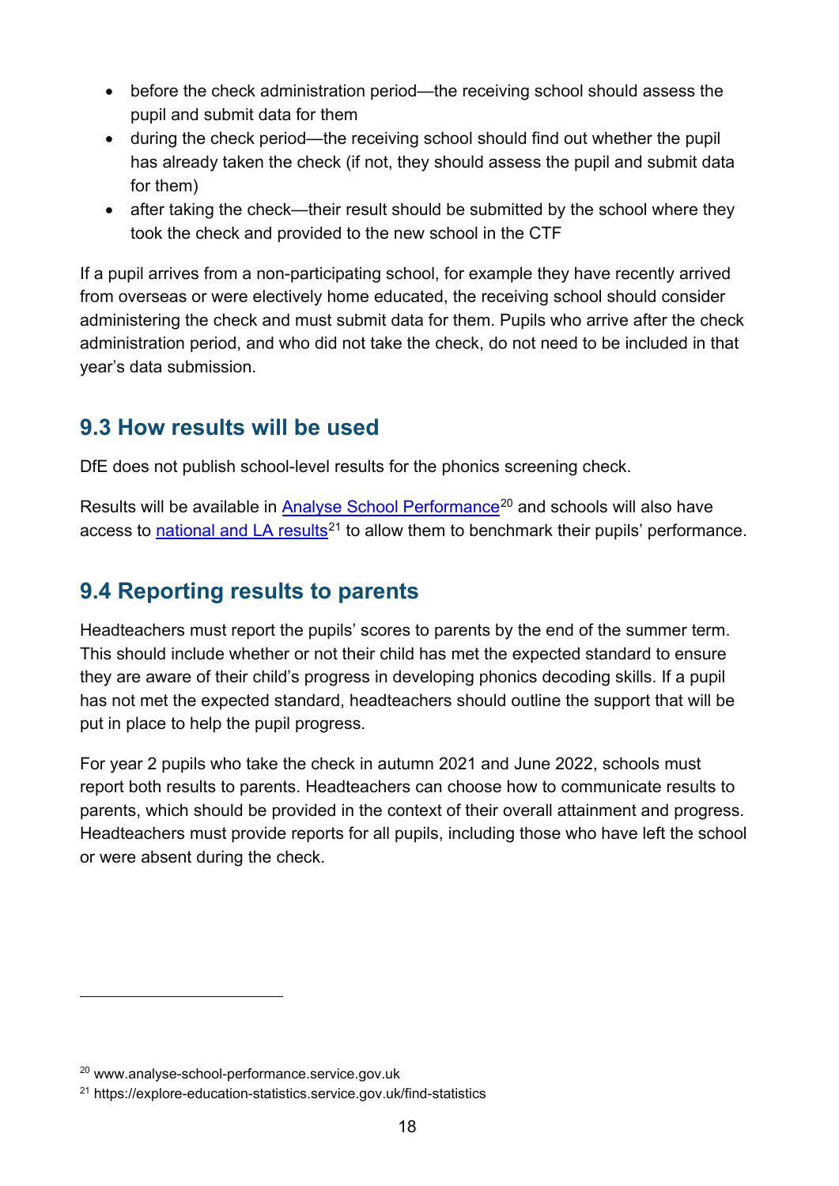- before the check administration period—the receiving school should assess the pupil and submit data for them
- during the check period—the receiving school should find out whether the pupil has already taken the check (if not, they should assess the pupil and submit data for them)
- after taking the check—their result should be submitted by the school where they took the check and provided to the new school in the CTF

If a pupil arrives from a non-participating school, for example they have recently arrived from overseas or were electively home educated, the receiving school should consider administering the check and must submit data for them. Pupils who arrive after the check administration period, and who did not take the check, do not need to be included in that year's data submission.

## 9.3 How results will be used

DfE does not publish school-level results for the phonics screening check.

Results will be available in Analyse School Performance[20] and schools will also have access to national and LA results[21] to allow them to benchmark their pupils' performance.

## 9.4 Reporting results to parents

Headteachers must report the pupils' scores to parents by the end of the summer term. This should include whether or not their child has met the expected standard to ensure they are aware of their child's progress in developing phonics decoding skills. If a pupil has not met the expected standard, headteachers should outline the support that will be put in place to help the pupil progress.

For year 2 pupils who take the check in autumn 2021 and June 2022, schools must report both results to parents. Headteachers can choose how to communicate results to parents, which should be provided in the context of their overall attainment and progress. Headteachers must provide reports for all pupils, including those who have left the school or were absent during the check.

---

[20] www.analyse-school-performance.service.gov.uk

[21] https://explore-education-statistics.service.gov.uk/find-statistics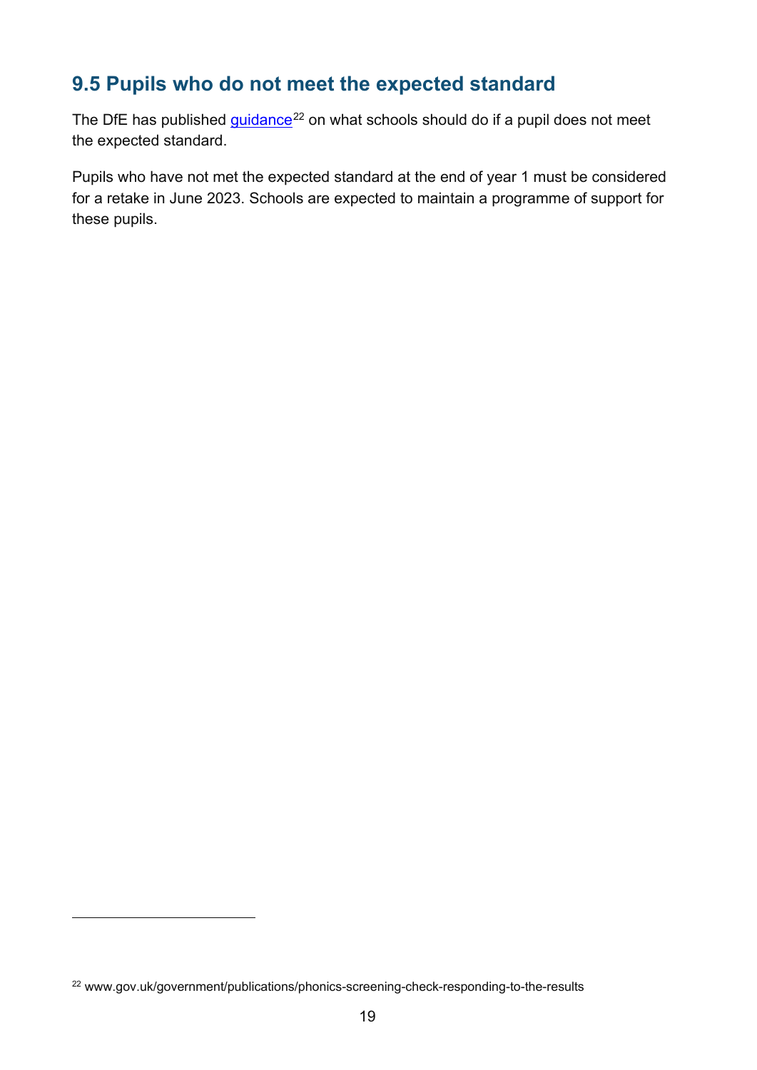## 9.5 Pupils who do not meet the expected standard

The DfE has published guidance[22] on what schools should do if a pupil does not meet the expected standard.

Pupils who have not met the expected standard at the end of year 1 must be considered for a retake in June 2023. Schools are expected to maintain a programme of support for these pupils.

[22] www.gov.uk/government/publications/phonics-screening-check-responding-to-the-results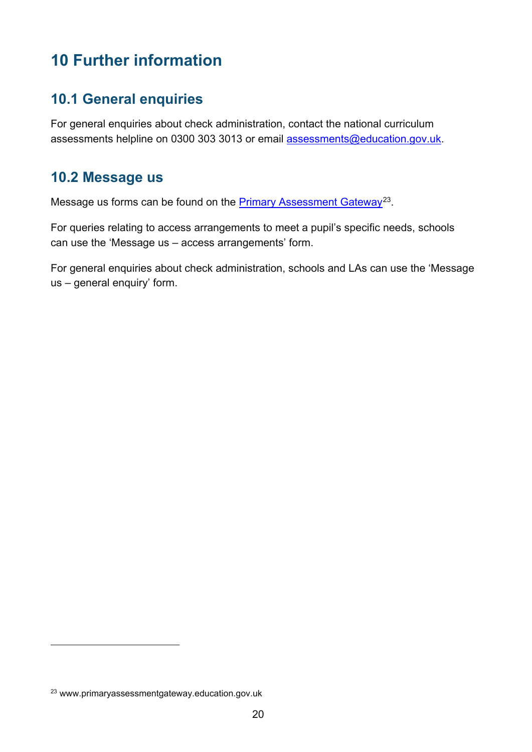# 10 Further information

## 10.1 General enquiries

For general enquiries about check administration, contact the national curriculum assessments helpline on 0300 303 3013 or email assessments@education.gov.uk.

## 10.2 Message us

Message us forms can be found on the Primary Assessment Gateway[23].

For queries relating to access arrangements to meet a pupil's specific needs, schools can use the 'Message us – access arrangements' form.

For general enquiries about check administration, schools and LAs can use the 'Message us – general enquiry' form.

[23] www.primaryassessmentgateway.education.gov.uk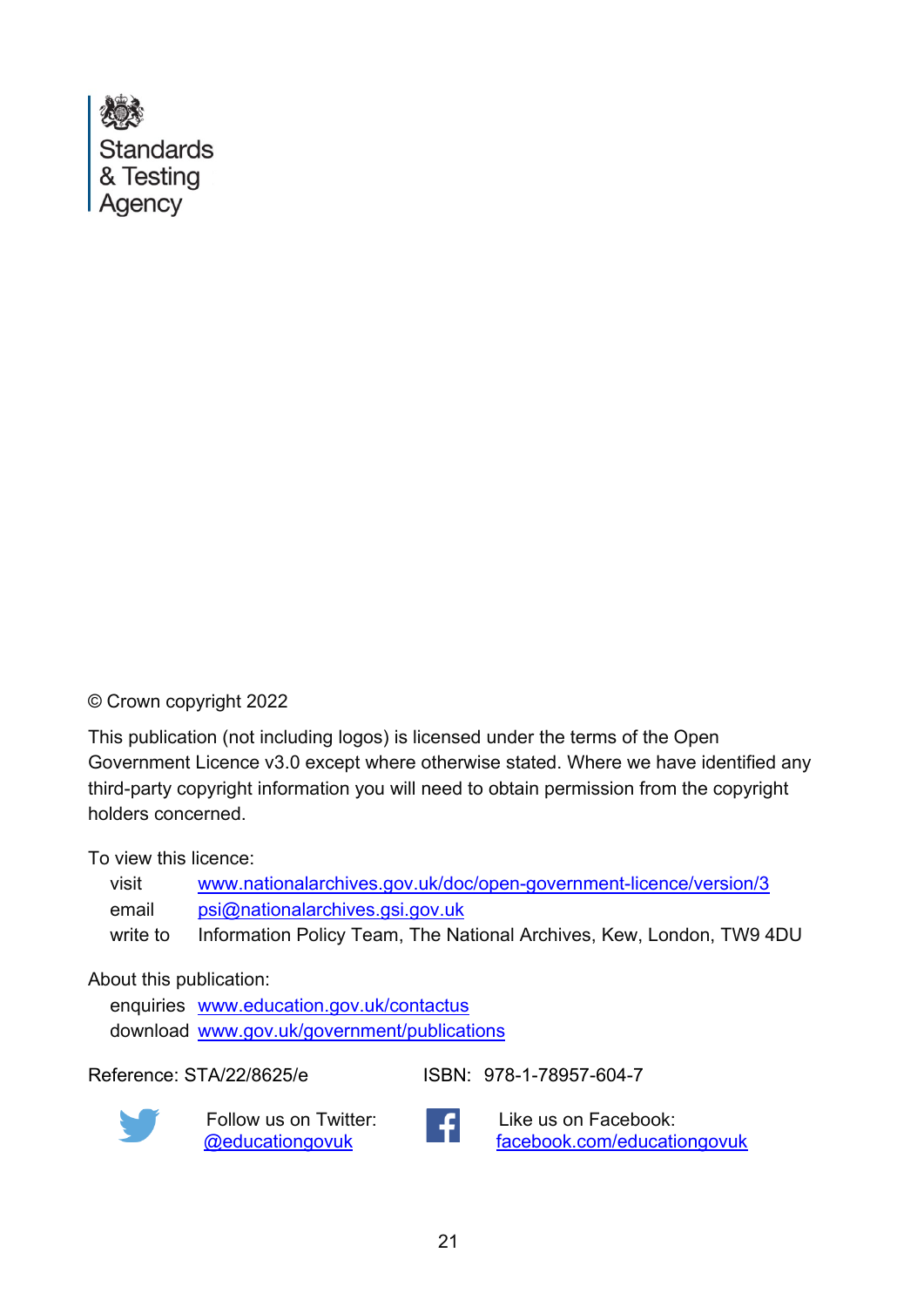Standards
& Testing
Agency

© Crown copyright 2022

This publication (not including logos) is licensed under the terms of the Open Government Licence v3.0 except where otherwise stated. Where we have identified any third-party copyright information you will need to obtain permission from the copyright holders concerned.

To view this licence:

visit www.nationalarchives.gov.uk/doc/open-government-licence/version/3
email psi@nationalarchives.gsi.gov.uk
write to Information Policy Team, The National Archives, Kew, London, TW9 4DU

About this publication:

enquiries www.education.gov.uk/contactus
download www.gov.uk/government/publications

Reference: STA/22/8625/e

ISBN: 978-1-78957-604-7

Follow us on Twitter:
@educationgovuk

Like us on Facebook:
facebook.com/educationgovuk